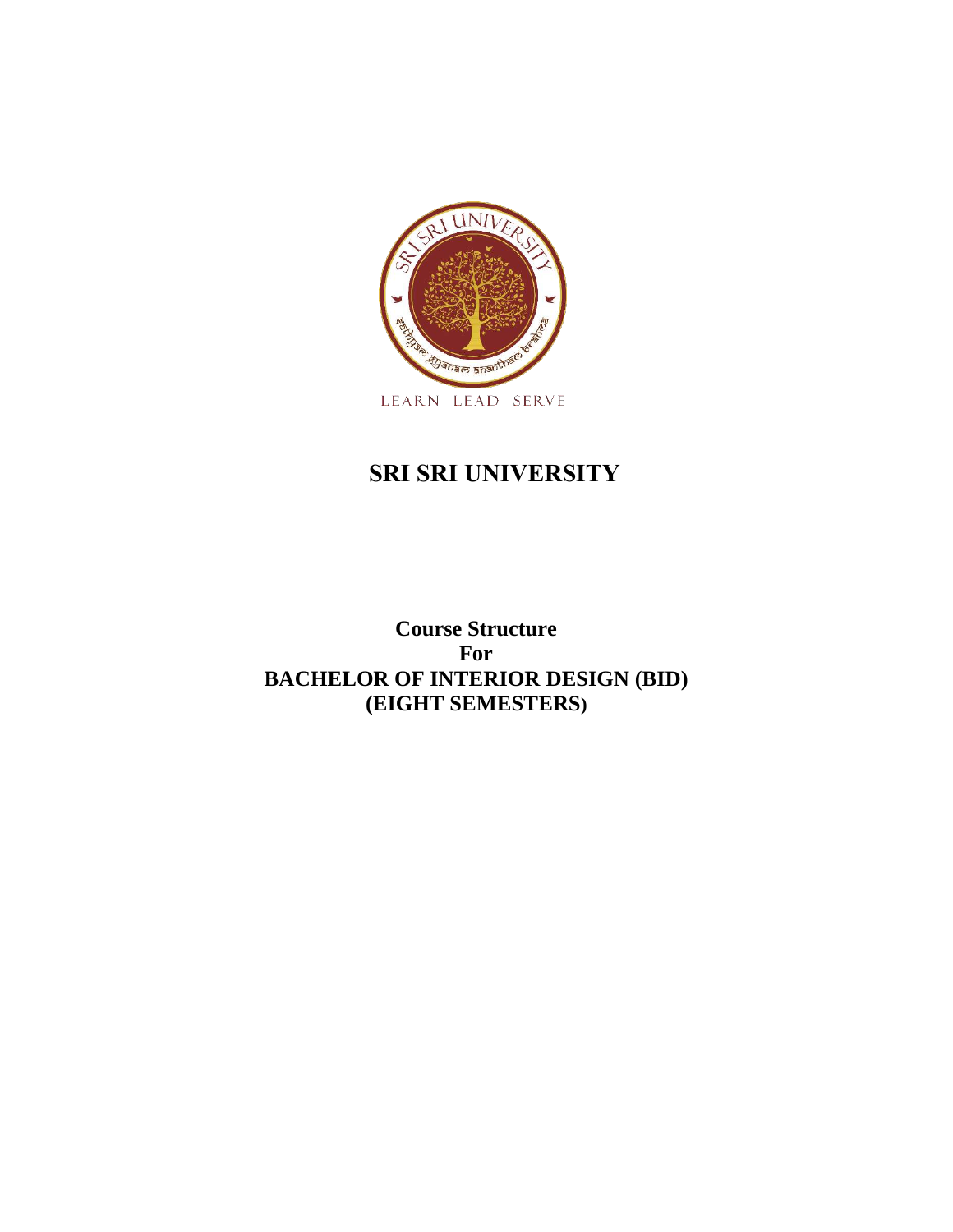LEARN LEAD SERVE

# SRI SRI UNIVERSITY

**Course Structure**
**For**
**BACHELOR OF INTERIOR DESIGN (BID)**
**(EIGHT SEMESTERS)**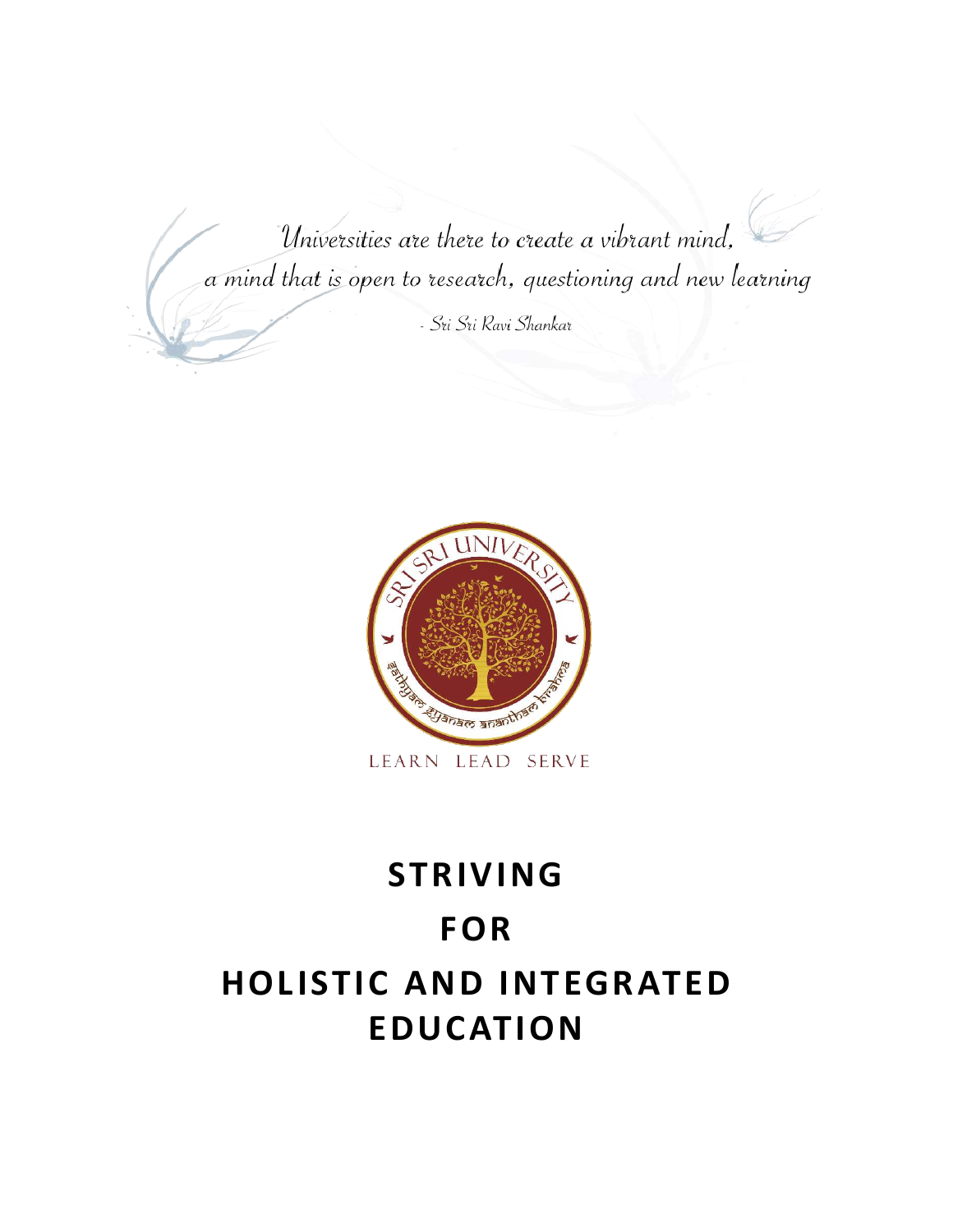*Universities are there to create a vibrant mind,*
*a mind that is open to research, questioning and new learning*

*- Sri Sri Ravi Shankar*

SRI SRI UNIVERSITY

LEARN LEAD SERVE

# STRIVING
# FOR
# HOLISTIC AND INTEGRATED EDUCATION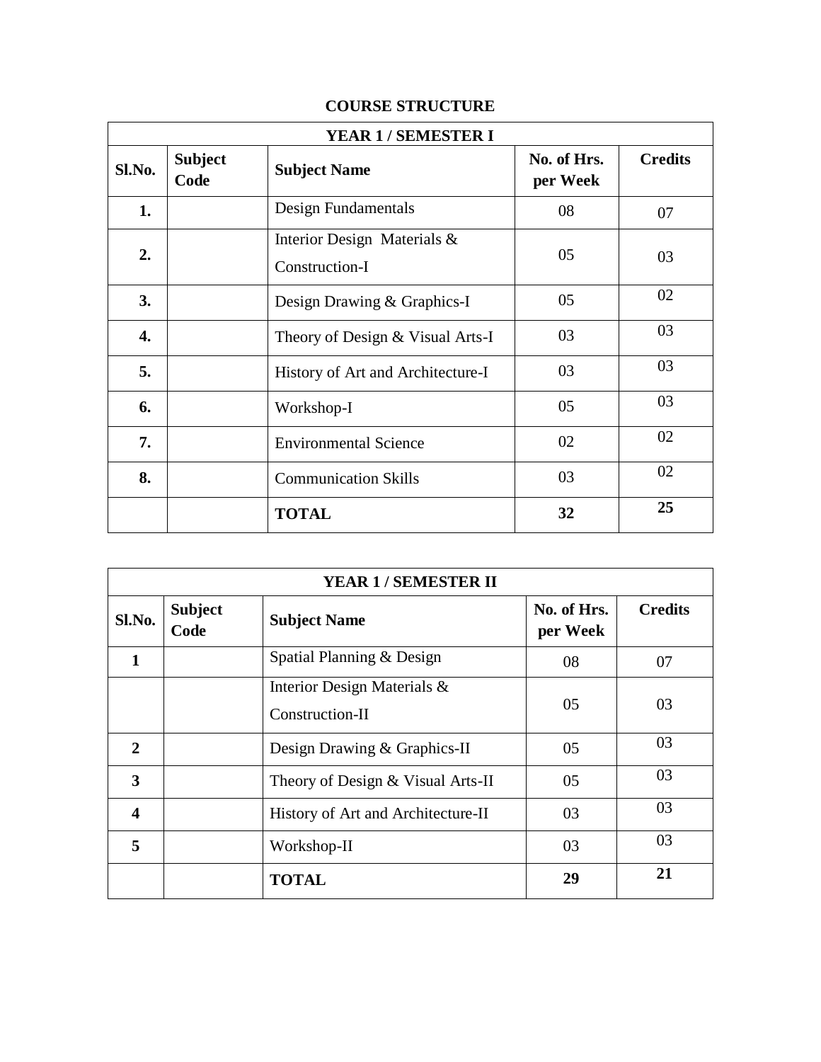# COURSE STRUCTURE

| YEAR 1 / SEMESTER I | | | | |
|---|---|---|---|---|
| **Sl.No.** | **Subject Code** | **Subject Name** | **No. of Hrs. per Week** | **Credits** |
| **1.** | | Design Fundamentals | 08 | 07 |
| **2.** | | Interior Design Materials & Construction-I | 05 | 03 |
| **3.** | | Design Drawing & Graphics-I | 05 | 02 |
| **4.** | | Theory of Design & Visual Arts-I | 03 | 03 |
| **5.** | | History of Art and Architecture-I | 03 | 03 |
| **6.** | | Workshop-I | 05 | 03 |
| **7.** | | Environmental Science | 02 | 02 |
| **8.** | | Communication Skills | 03 | 02 |
| | | **TOTAL** | **32** | **25** |

| YEAR 1 / SEMESTER II | | | | |
|---|---|---|---|---|
| **Sl.No.** | **Subject Code** | **Subject Name** | **No. of Hrs. per Week** | **Credits** |
| **1** | | Spatial Planning & Design | 08 | 07 |
| | | Interior Design Materials & Construction-II | 05 | 03 |
| **2** | | Design Drawing & Graphics-II | 05 | 03 |
| **3** | | Theory of Design & Visual Arts-II | 05 | 03 |
| **4** | | History of Art and Architecture-II | 03 | 03 |
| **5** | | Workshop-II | 03 | 03 |
| | | **TOTAL** | **29** | **21** |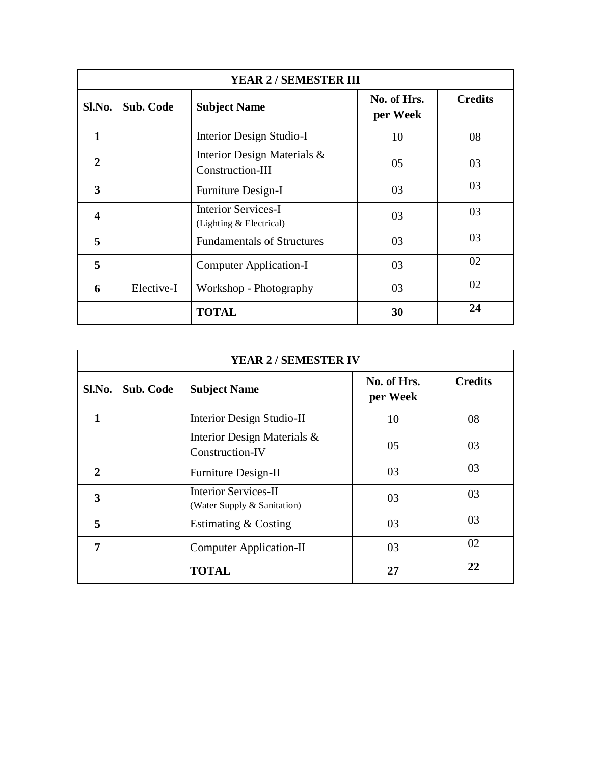| YEAR 2 / SEMESTER III | | | | |
|---|---|---|---|---|
| **Sl.No.** | **Sub. Code** | **Subject Name** | **No. of Hrs. per Week** | **Credits** |
| **1** | | Interior Design Studio-I | 10 | 08 |
| **2** | | Interior Design Materials & Construction-III | 05 | 03 |
| **3** | | Furniture Design-I | 03 | 03 |
| **4** | | Interior Services-I (Lighting & Electrical) | 03 | 03 |
| **5** | | Fundamentals of Structures | 03 | 03 |
| **5** | | Computer Application-I | 03 | 02 |
| **6** | Elective-I | Workshop - Photography | 03 | 02 |
| | | **TOTAL** | **30** | **24** |

| YEAR 2 / SEMESTER IV | | | | |
|---|---|---|---|---|
| **Sl.No.** | **Sub. Code** | **Subject Name** | **No. of Hrs. per Week** | **Credits** |
| **1** | | Interior Design Studio-II | 10 | 08 |
| | | Interior Design Materials & Construction-IV | 05 | 03 |
| **2** | | Furniture Design-II | 03 | 03 |
| **3** | | Interior Services-II (Water Supply & Sanitation) | 03 | 03 |
| **5** | | Estimating & Costing | 03 | 03 |
| **7** | | Computer Application-II | 03 | 02 |
| | | **TOTAL** | **27** | **22** |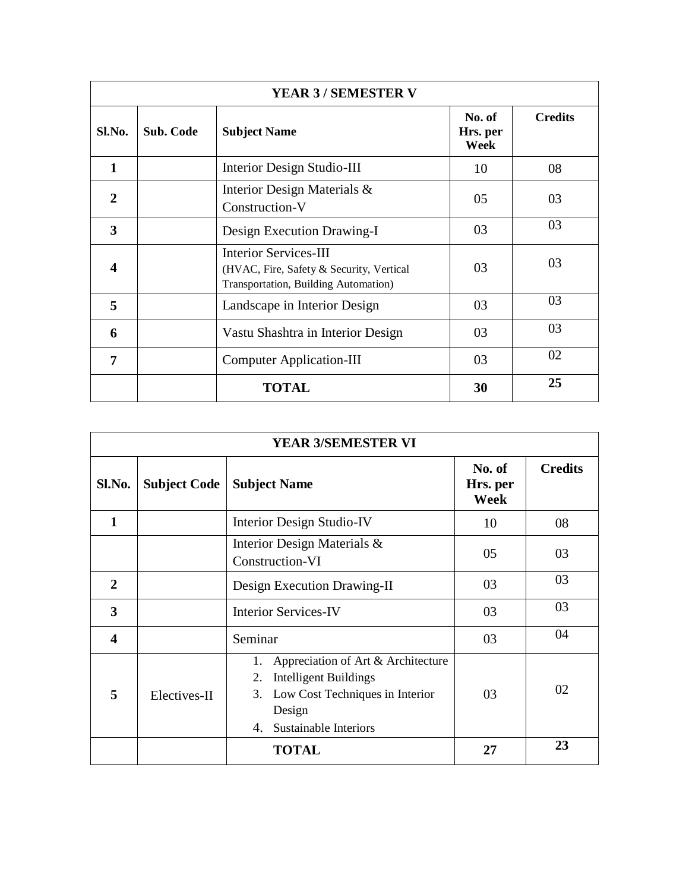| YEAR 3 / SEMESTER V | | | | |
|---|---|---|---|---|
| **Sl.No.** | **Sub. Code** | **Subject Name** | **No. of Hrs. per Week** | **Credits** |
| **1** | | Interior Design Studio-III | 10 | 08 |
| **2** | | Interior Design Materials & Construction-V | 05 | 03 |
| **3** | | Design Execution Drawing-I | 03 | 03 |
| **4** | | Interior Services-III (HVAC, Fire, Safety & Security, Vertical Transportation, Building Automation) | 03 | 03 |
| **5** | | Landscape in Interior Design | 03 | 03 |
| **6** | | Vastu Shashtra in Interior Design | 03 | 03 |
| **7** | | Computer Application-III | 03 | 02 |
| | | **TOTAL** | **30** | **25** |

| YEAR 3/SEMESTER VI | | | | |
|---|---|---|---|---|
| **Sl.No.** | **Subject Code** | **Subject Name** | **No. of Hrs. per Week** | **Credits** |
| **1** | | Interior Design Studio-IV | 10 | 08 |
| | | Interior Design Materials & Construction-VI | 05 | 03 |
| **2** | | Design Execution Drawing-II | 03 | 03 |
| **3** | | Interior Services-IV | 03 | 03 |
| **4** | | Seminar | 03 | 04 |
| **5** | Electives-II | 1. Appreciation of Art & Architecture<br>2. Intelligent Buildings<br>3. Low Cost Techniques in Interior Design<br>4. Sustainable Interiors | 03 | 02 |
| | | **TOTAL** | **27** | **23** |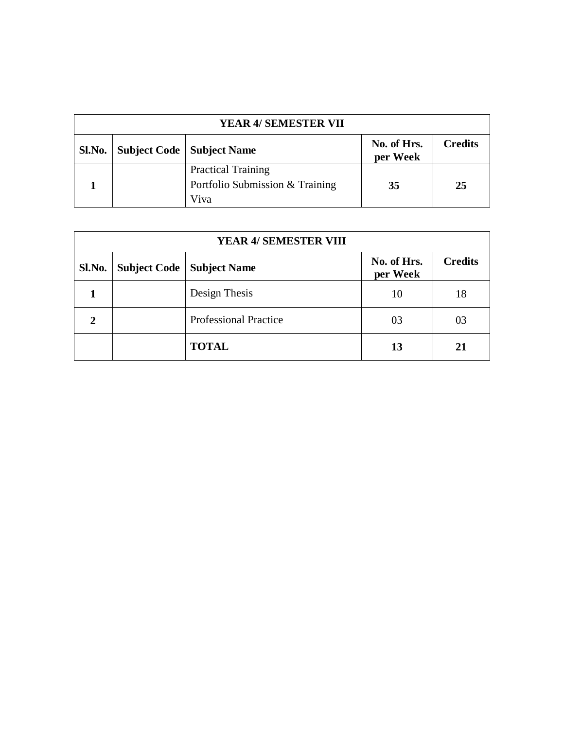| YEAR 4/ SEMESTER VII | | | | |
|---|---|---|---|---|
| **Sl.No.** | **Subject Code** | **Subject Name** | **No. of Hrs. per Week** | **Credits** |
| **1** | | Practical Training<br>Portfolio Submission & Training Viva | **35** | **25** |

| YEAR 4/ SEMESTER VIII | | | | |
|---|---|---|---|---|
| **Sl.No.** | **Subject Code** | **Subject Name** | **No. of Hrs. per Week** | **Credits** |
| **1** | | Design Thesis | 10 | 18 |
| **2** | | Professional Practice | 03 | 03 |
| | | **TOTAL** | **13** | **21** |